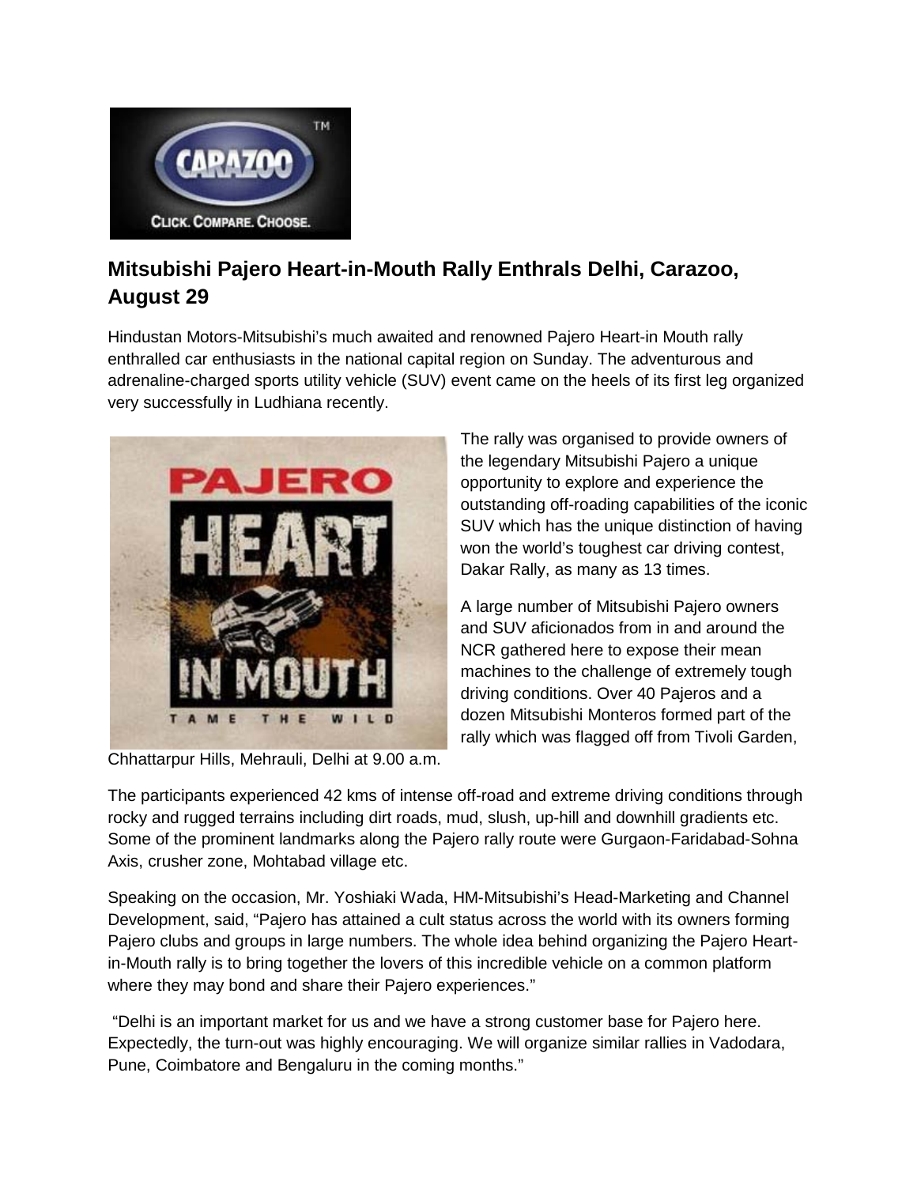## Mitsubishi Pajero Heart-in-Mouth Rally Enthrals Delhi, Carazoo, August 29

Hindustan Motors-Mitsubishi's much awaited and renowned Pajero Heart-in Mouth rally enthralled car enthusiasts in the national capital region on Sunday. The adventurous and adrenaline-charged sports utility vehicle (SUV) event came on the heels of its first leg organized very successfully in Ludhiana recently.

The rally was organised to provide owners of the legendary Mitsubishi Pajero a unique opportunity to explore and experience the outstanding off-roading capabilities of the iconic SUV which has the unique distinction of having won the world's toughest car driving contest, Dakar Rally, as many as 13 times.

A large number of Mitsubishi Pajero owners and SUV aficionados from in and around the NCR gathered here to expose their mean machines to the challenge of extremely tough driving conditions. Over 40 Pajeros and a dozen Mitsubishi Monteros formed part of the rally which was flagged off from Tivoli Garden, Chhattarpur Hills, Mehrauli, Delhi at 9.00 a.m.

The participants experienced 42 kms of intense off-road and extreme driving conditions through rocky and rugged terrains including dirt roads, mud, slush, up-hill and downhill gradients etc. Some of the prominent landmarks along the Pajero rally route were Gurgaon-Faridabad-Sohna Axis, crusher zone, Mohtabad village etc.

Speaking on the occasion, Mr. Yoshiaki Wada, HM-Mitsubishi's Head-Marketing and Channel Development, said, "Pajero has attained a cult status across the world with its owners forming Pajero clubs and groups in large numbers. The whole idea behind organizing the Pajero Heart-in-Mouth rally is to bring together the lovers of this incredible vehicle on a common platform where they may bond and share their Pajero experiences."

"Delhi is an important market for us and we have a strong customer base for Pajero here. Expectedly, the turn-out was highly encouraging. We will organize similar rallies in Vadodara, Pune, Coimbatore and Bengaluru in the coming months."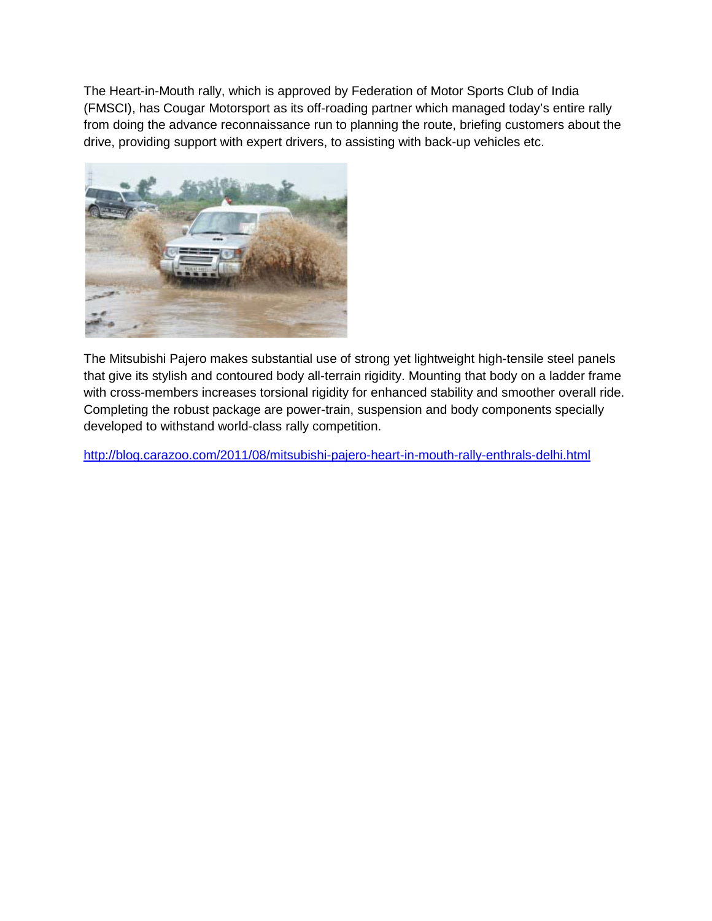The Heart-in-Mouth rally, which is approved by Federation of Motor Sports Club of India (FMSCI), has Cougar Motorsport as its off-roading partner which managed today's entire rally from doing the advance reconnaissance run to planning the route, briefing customers about the drive, providing support with expert drivers, to assisting with back-up vehicles etc.

The Mitsubishi Pajero makes substantial use of strong yet lightweight high-tensile steel panels that give its stylish and contoured body all-terrain rigidity. Mounting that body on a ladder frame with cross-members increases torsional rigidity for enhanced stability and smoother overall ride. Completing the robust package are power-train, suspension and body components specially developed to withstand world-class rally competition.

http://blog.carazoo.com/2011/08/mitsubishi-pajero-heart-in-mouth-rally-enthrals-delhi.html